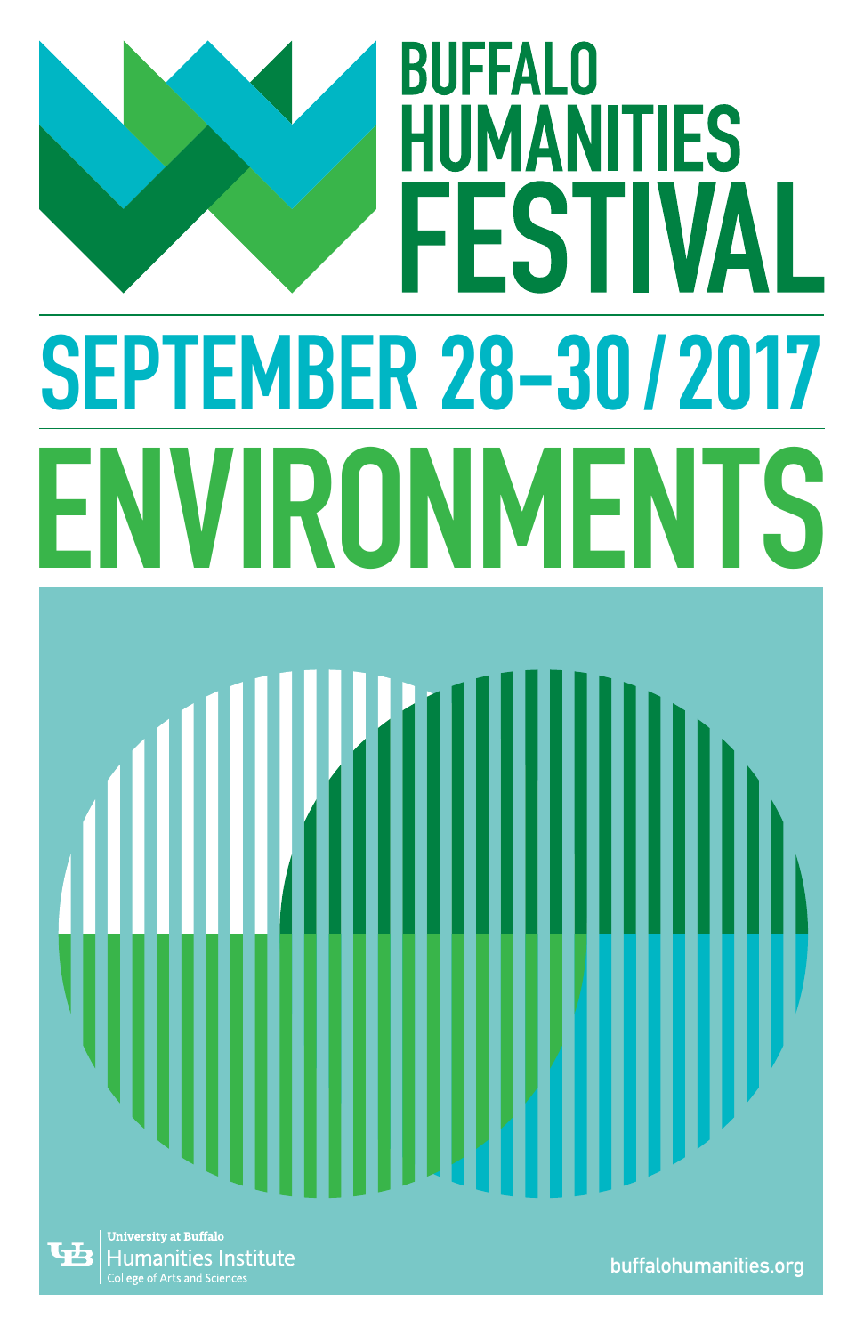# BUFFALO HUMANITIES FESTIVAL

## SEPTEMBER 28–30 / 2017

# ENVIRONMENTS

University at Buffalo
Humanities Institute
College of Arts and Sciences

buffalohumanities.org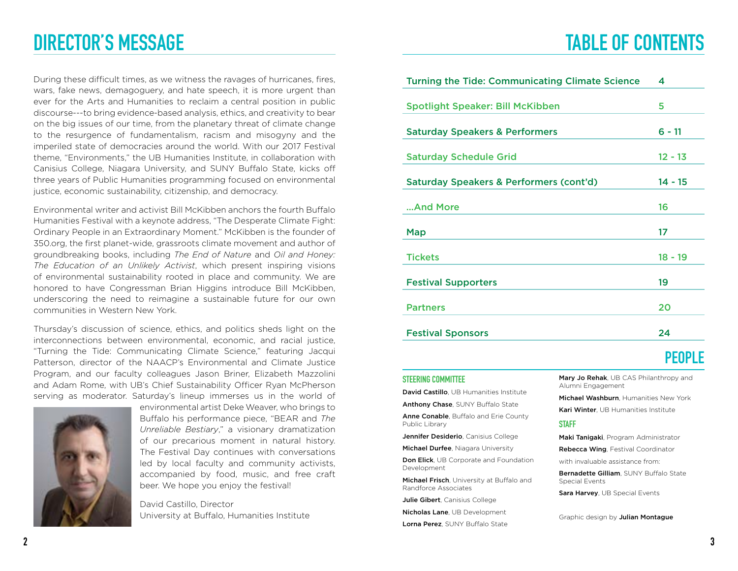# DIRECTOR'S MESSAGE

During these difficult times, as we witness the ravages of hurricanes, fires, wars, fake news, demagoguery, and hate speech, it is more urgent than ever for the Arts and Humanities to reclaim a central position in public discourse---to bring evidence-based analysis, ethics, and creativity to bear on the big issues of our time, from the planetary threat of climate change to the resurgence of fundamentalism, racism and misogyny and the imperiled state of democracies around the world. With our 2017 Festival theme, "Environments," the UB Humanities Institute, in collaboration with Canisius College, Niagara University, and SUNY Buffalo State, kicks off three years of Public Humanities programming focused on environmental justice, economic sustainability, citizenship, and democracy.

Environmental writer and activist Bill McKibben anchors the fourth Buffalo Humanities Festival with a keynote address, "The Desperate Climate Fight: Ordinary People in an Extraordinary Moment." McKibben is the founder of 350.org, the first planet-wide, grassroots climate movement and author of groundbreaking books, including *The End of Nature* and *Oil and Honey: The Education of an Unlikely Activist*, which present inspiring visions of environmental sustainability rooted in place and community. We are honored to have Congressman Brian Higgins introduce Bill McKibben, underscoring the need to reimagine a sustainable future for our own communities in Western New York.

Thursday's discussion of science, ethics, and politics sheds light on the interconnections between environmental, economic, and racial justice, "Turning the Tide: Communicating Climate Science," featuring Jacqui Patterson, director of the NAACP's Environmental and Climate Justice Program, and our faculty colleagues Jason Briner, Elizabeth Mazzolini and Adam Rome, with UB's Chief Sustainability Officer Ryan McPherson serving as moderator. Saturday's lineup immerses us in the world of environmental artist Deke Weaver, who brings to Buffalo his performance piece, "BEAR and *The Unreliable Bestiary*," a visionary dramatization of our precarious moment in natural history. The Festival Day continues with conversations led by local faculty and community activists, accompanied by food, music, and free craft beer. We hope you enjoy the festival!

David Castillo, Director
University at Buffalo, Humanities Institute

# TABLE OF CONTENTS

| Section | Page |
| --- | --- |
| Turning the Tide: Communicating Climate Science | 4 |
| Spotlight Speaker: Bill McKibben | 5 |
| Saturday Speakers & Performers | 6 - 11 |
| Saturday Schedule Grid | 12 - 13 |
| Saturday Speakers & Performers (cont'd) | 14 - 15 |
| ...And More | 16 |
| Map | 17 |
| Tickets | 18 - 19 |
| Festival Supporters | 19 |
| Partners | 20 |
| Festival Sponsors | 24 |

# PEOPLE

## STEERING COMMITTEE

**David Castillo**, UB Humanities Institute

**Anthony Chase**, SUNY Buffalo State

**Anne Conable**, Buffalo and Erie County Public Library

**Jennifer Desiderio**, Canisius College

**Michael Durfee**, Niagara University

**Don Elick**, UB Corporate and Foundation Development

**Michael Frisch**, University at Buffalo and Randforce Associates

**Julie Gibert**, Canisius College

**Nicholas Lane**, UB Development

**Lorna Perez**, SUNY Buffalo State

**Mary Jo Rehak**, UB CAS Philanthropy and Alumni Engagement

**Michael Washburn**, Humanities New York

**Kari Winter**, UB Humanities Institute

## STAFF

**Maki Tanigaki**, Program Administrator

**Rebecca Wing**, Festival Coordinator

with invaluable assistance from:

**Bernadette Gilliam**, SUNY Buffalo State Special Events

**Sara Harvey**, UB Special Events

Graphic design by **Julian Montague**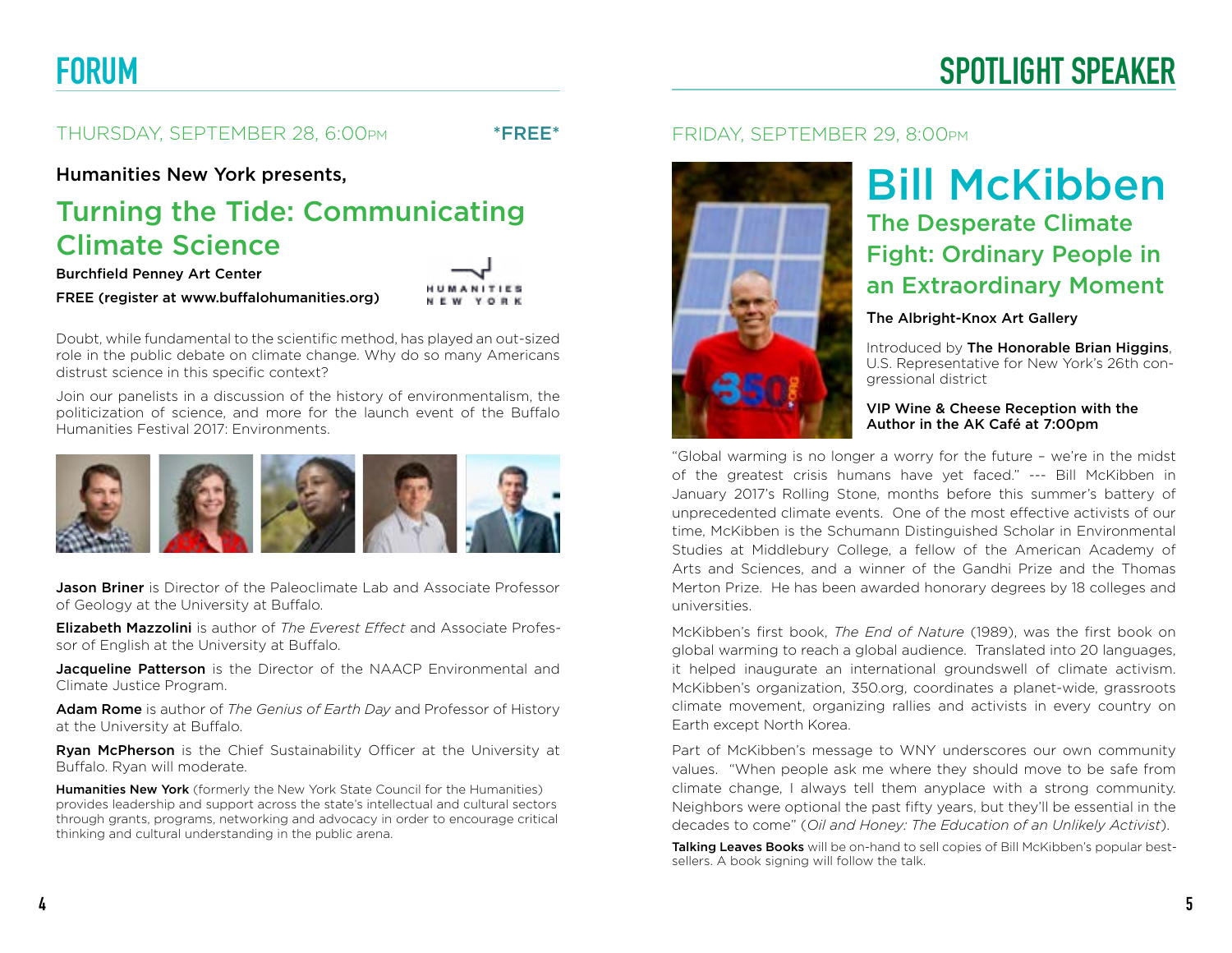# FORUM

THURSDAY, SEPTEMBER 28, 6:00PM *FREE*

Humanities New York presents,

## Turning the Tide: Communicating Climate Science

**Burchfield Penney Art Center**

**FREE (register at www.buffalohumanities.org)**

HUMANITIES NEW YORK

Doubt, while fundamental to the scientific method, has played an out-sized role in the public debate on climate change. Why do so many Americans distrust science in this specific context?

Join our panelists in a discussion of the history of environmentalism, the politicization of science, and more for the launch event of the Buffalo Humanities Festival 2017: Environments.

**Jason Briner** is Director of the Paleoclimate Lab and Associate Professor of Geology at the University at Buffalo.

**Elizabeth Mazzolini** is author of *The Everest Effect* and Associate Professor of English at the University at Buffalo.

**Jacqueline Patterson** is the Director of the NAACP Environmental and Climate Justice Program.

**Adam Rome** is author of *The Genius of Earth Day* and Professor of History at the University at Buffalo.

**Ryan McPherson** is the Chief Sustainability Officer at the University at Buffalo. Ryan will moderate.

**Humanities New York** (formerly the New York State Council for the Humanities) provides leadership and support across the state's intellectual and cultural sectors through grants, programs, networking and advocacy in order to encourage critical thinking and cultural understanding in the public arena.

# SPOTLIGHT SPEAKER

FRIDAY, SEPTEMBER 29, 8:00PM

## Bill McKibben

### The Desperate Climate Fight: Ordinary People in an Extraordinary Moment

**The Albright-Knox Art Gallery**

Introduced by **The Honorable Brian Higgins**, U.S. Representative for New York's 26th congressional district

**VIP Wine & Cheese Reception with the Author in the AK Café at 7:00pm**

"Global warming is no longer a worry for the future – we're in the midst of the greatest crisis humans have yet faced." --- Bill McKibben in January 2017's Rolling Stone, months before this summer's battery of unprecedented climate events. One of the most effective activists of our time, McKibben is the Schumann Distinguished Scholar in Environmental Studies at Middlebury College, a fellow of the American Academy of Arts and Sciences, and a winner of the Gandhi Prize and the Thomas Merton Prize. He has been awarded honorary degrees by 18 colleges and universities.

McKibben's first book, *The End of Nature* (1989), was the first book on global warming to reach a global audience. Translated into 20 languages, it helped inaugurate an international groundswell of climate activism. McKibben's organization, 350.org, coordinates a planet-wide, grassroots climate movement, organizing rallies and activists in every country on Earth except North Korea.

Part of McKibben's message to WNY underscores our own community values. "When people ask me where they should move to be safe from climate change, I always tell them anyplace with a strong community. Neighbors were optional the past fifty years, but they'll be essential in the decades to come" (*Oil and Honey: The Education of an Unlikely Activist*).

**Talking Leaves Books** will be on-hand to sell copies of Bill McKibben's popular best-sellers. A book signing will follow the talk.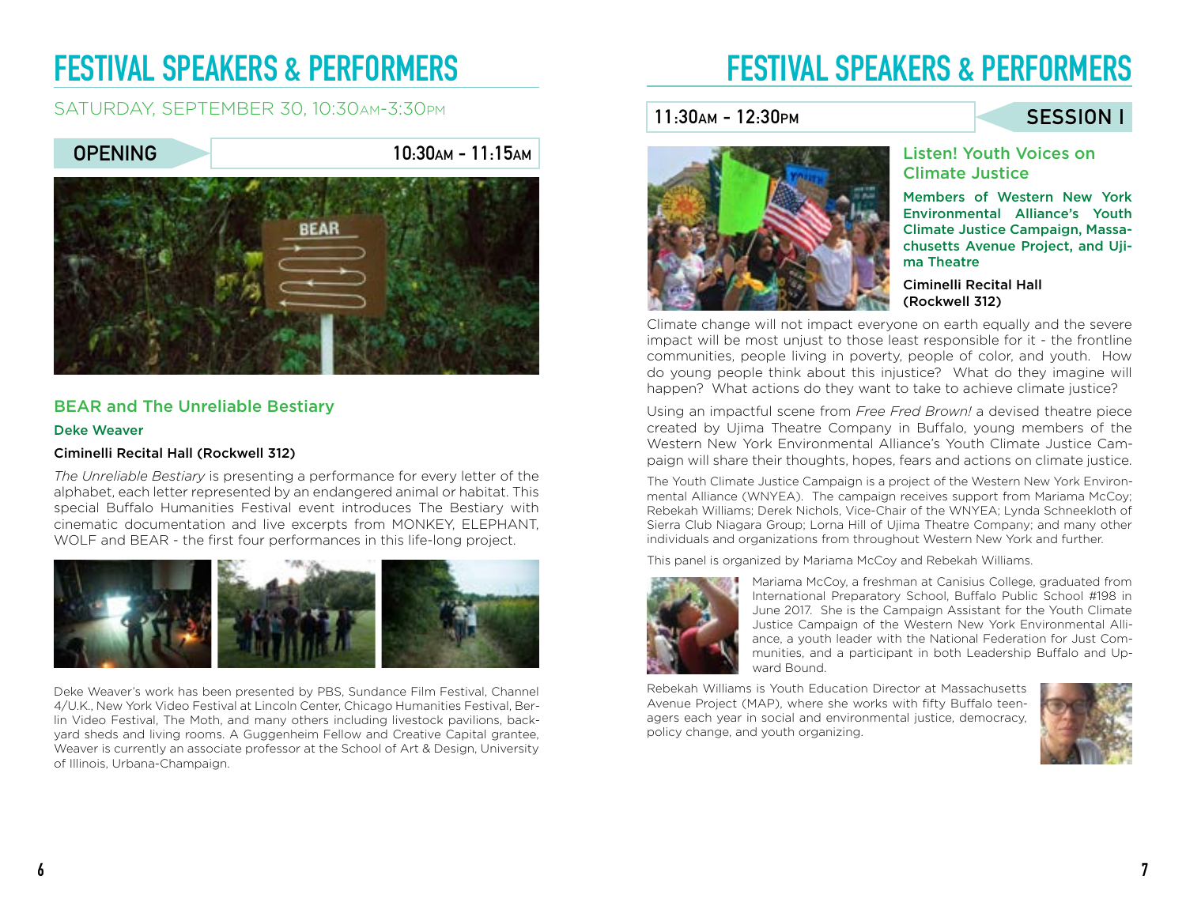# FESTIVAL SPEAKERS & PERFORMERS

SATURDAY, SEPTEMBER 30, 10:30AM-3:30PM

## OPENING

10:30AM - 11:15AM

### BEAR and The Unreliable Bestiary

**Deke Weaver**

**Ciminelli Recital Hall (Rockwell 312)**

*The Unreliable Bestiary* is presenting a performance for every letter of the alphabet, each letter represented by an endangered animal or habitat. This special Buffalo Humanities Festival event introduces The Bestiary with cinematic documentation and live excerpts from MONKEY, ELEPHANT, WOLF and BEAR - the first four performances in this life-long project.

Deke Weaver's work has been presented by PBS, Sundance Film Festival, Channel 4/U.K., New York Video Festival at Lincoln Center, Chicago Humanities Festival, Berlin Video Festival, The Moth, and many others including livestock pavilions, backyard sheds and living rooms. A Guggenheim Fellow and Creative Capital grantee, Weaver is currently an associate professor at the School of Art & Design, University of Illinois, Urbana-Champaign.

# FESTIVAL SPEAKERS & PERFORMERS

## SESSION I

11:30AM - 12:30PM

### Listen! Youth Voices on Climate Justice

**Members of Western New York Environmental Alliance's Youth Climate Justice Campaign, Massachusetts Avenue Project, and Ujima Theatre**

**Ciminelli Recital Hall (Rockwell 312)**

Climate change will not impact everyone on earth equally and the severe impact will be most unjust to those least responsible for it - the frontline communities, people living in poverty, people of color, and youth. How do young people think about this injustice? What do they imagine will happen? What actions do they want to take to achieve climate justice?

Using an impactful scene from *Free Fred Brown!* a devised theatre piece created by Ujima Theatre Company in Buffalo, young members of the Western New York Environmental Alliance's Youth Climate Justice Campaign will share their thoughts, hopes, fears and actions on climate justice.

The Youth Climate Justice Campaign is a project of the Western New York Environmental Alliance (WNYEA). The campaign receives support from Mariama McCoy; Rebekah Williams; Derek Nichols, Vice-Chair of the WNYEA; Lynda Schneekloth of Sierra Club Niagara Group; Lorna Hill of Ujima Theatre Company; and many other individuals and organizations from throughout Western New York and further.

This panel is organized by Mariama McCoy and Rebekah Williams.

Mariama McCoy, a freshman at Canisius College, graduated from International Preparatory School, Buffalo Public School #198 in June 2017. She is the Campaign Assistant for the Youth Climate Justice Campaign of the Western New York Environmental Alliance, a youth leader with the National Federation for Just Communities, and a participant in both Leadership Buffalo and Upward Bound.

Rebekah Williams is Youth Education Director at Massachusetts Avenue Project (MAP), where she works with fifty Buffalo teenagers each year in social and environmental justice, democracy, policy change, and youth organizing.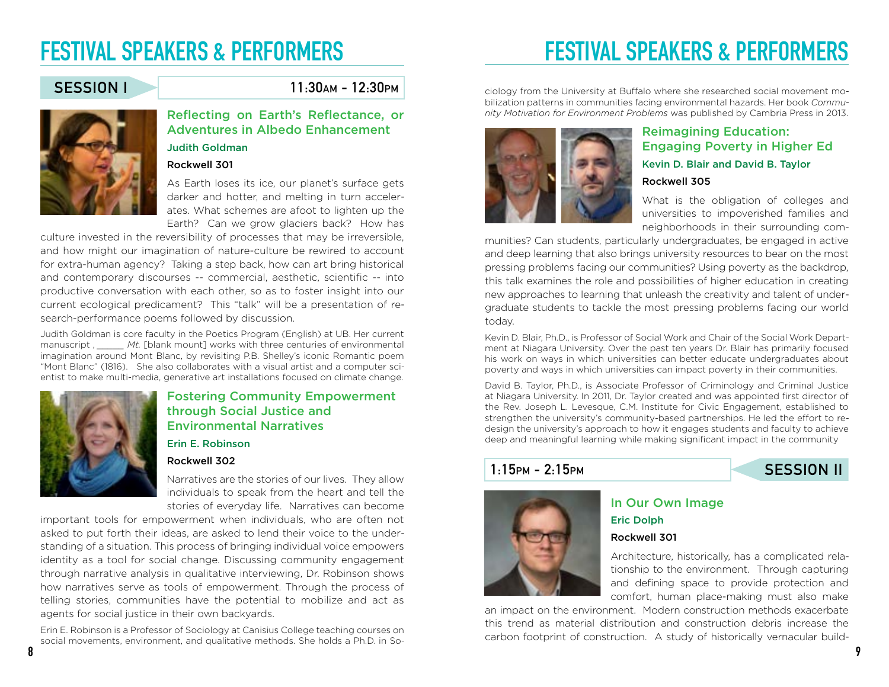# FESTIVAL SPEAKERS & PERFORMERS

## SESSION I

11:30AM - 12:30PM

### Reflecting on Earth's Reflectance, or Adventures in Albedo Enhancement

**Judith Goldman**

**Rockwell 301**

As Earth loses its ice, our planet's surface gets darker and hotter, and melting in turn accelerates. What schemes are afoot to lighten up the Earth? Can we grow glaciers back? How has culture invested in the reversibility of processes that may be irreversible, and how might our imagination of nature-culture be rewired to account for extra-human agency? Taking a step back, how can art bring historical and contemporary discourses -- commercial, aesthetic, scientific -- into productive conversation with each other, so as to foster insight into our current ecological predicament? This "talk" will be a presentation of research-performance poems followed by discussion.

Judith Goldman is core faculty in the Poetics Program (English) at UB. Her current manuscript , _____ *Mt.* [blank mount] works with three centuries of environmental imagination around Mont Blanc, by revisiting P.B. Shelley's iconic Romantic poem "Mont Blanc" (1816). She also collaborates with a visual artist and a computer scientist to make multi-media, generative art installations focused on climate change.

### Fostering Community Empowerment through Social Justice and Environmental Narratives

**Erin E. Robinson**

**Rockwell 302**

Narratives are the stories of our lives. They allow individuals to speak from the heart and tell the stories of everyday life. Narratives can become important tools for empowerment when individuals, who are often not asked to put forth their ideas, are asked to lend their voice to the understanding of a situation. This process of bringing individual voice empowers identity as a tool for social change. Discussing community engagement through narrative analysis in qualitative interviewing, Dr. Robinson shows how narratives serve as tools of empowerment. Through the process of telling stories, communities have the potential to mobilize and act as agents for social justice in their own backyards.

Erin E. Robinson is a Professor of Sociology at Canisius College teaching courses on social movements, environment, and qualitative methods. She holds a Ph.D. in Sociology from the University at Buffalo where she researched social movement mobilization patterns in communities facing environmental hazards. Her book *Community Motivation for Environment Problems* was published by Cambria Press in 2013.

### Reimagining Education: Engaging Poverty in Higher Ed

**Kevin D. Blair and David B. Taylor**

**Rockwell 305**

What is the obligation of colleges and universities to impoverished families and neighborhoods in their surrounding communities? Can students, particularly undergraduates, be engaged in active and deep learning that also brings university resources to bear on the most pressing problems facing our communities? Using poverty as the backdrop, this talk examines the role and possibilities of higher education in creating new approaches to learning that unleash the creativity and talent of undergraduate students to tackle the most pressing problems facing our world today.

Kevin D. Blair, Ph.D., is Professor of Social Work and Chair of the Social Work Department at Niagara University. Over the past ten years Dr. Blair has primarily focused his work on ways in which universities can better educate undergraduates about poverty and ways in which universities can impact poverty in their communities.

David B. Taylor, Ph.D., is Associate Professor of Criminology and Criminal Justice at Niagara University. In 2011, Dr. Taylor created and was appointed first director of the Rev. Joseph L. Levesque, C.M. Institute for Civic Engagement, established to strengthen the university's community-based partnerships. He led the effort to redesign the university's approach to how it engages students and faculty to achieve deep and meaningful learning while making significant impact in the community

## SESSION II

1:15PM - 2:15PM

### In Our Own Image

**Eric Dolph**

**Rockwell 301**

Architecture, historically, has a complicated relationship to the environment. Through capturing and defining space to provide protection and comfort, human place-making must also make an impact on the environment. Modern construction methods exacerbate this trend as material distribution and construction debris increase the carbon footprint of construction. A study of historically vernacular build-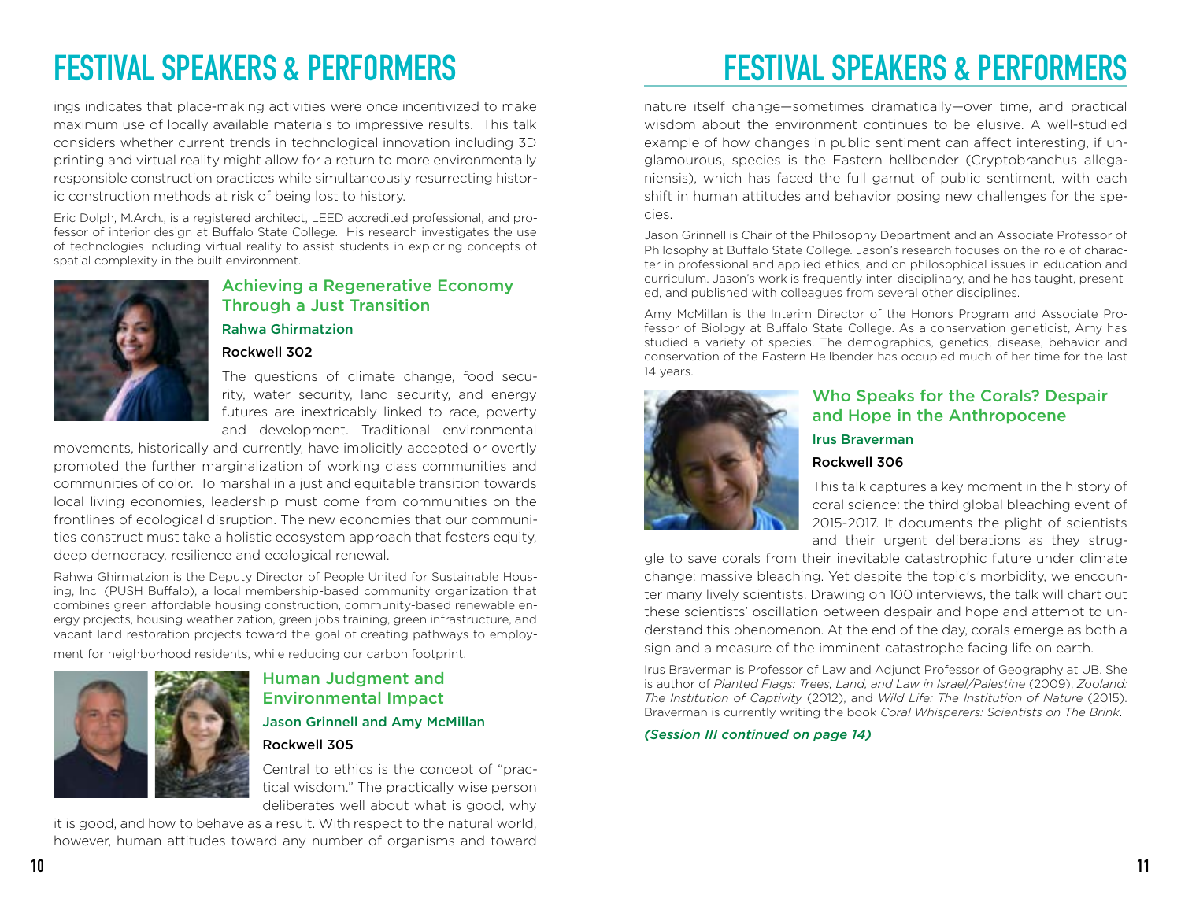# FESTIVAL SPEAKERS & PERFORMERS

ings indicates that place-making activities were once incentivized to make maximum use of locally available materials to impressive results. This talk considers whether current trends in technological innovation including 3D printing and virtual reality might allow for a return to more environmentally responsible construction practices while simultaneously resurrecting historic construction methods at risk of being lost to history.

Eric Dolph, M.Arch., is a registered architect, LEED accredited professional, and professor of interior design at Buffalo State College. His research investigates the use of technologies including virtual reality to assist students in exploring concepts of spatial complexity in the built environment.

## Achieving a Regenerative Economy Through a Just Transition

### Rahwa Ghirmatzion

**Rockwell 302**

The questions of climate change, food security, water security, land security, and energy futures are inextricably linked to race, poverty and development. Traditional environmental movements, historically and currently, have implicitly accepted or overtly promoted the further marginalization of working class communities and communities of color. To marshal in a just and equitable transition towards local living economies, leadership must come from communities on the frontlines of ecological disruption. The new economies that our communities construct must take a holistic ecosystem approach that fosters equity, deep democracy, resilience and ecological renewal.

Rahwa Ghirmatzion is the Deputy Director of People United for Sustainable Housing, Inc. (PUSH Buffalo), a local membership-based community organization that combines green affordable housing construction, community-based renewable energy projects, housing weatherization, green jobs training, green infrastructure, and vacant land restoration projects toward the goal of creating pathways to employment for neighborhood residents, while reducing our carbon footprint.

## Human Judgment and Environmental Impact

### Jason Grinnell and Amy McMillan

**Rockwell 305**

Central to ethics is the concept of "practical wisdom." The practically wise person deliberates well about what is good, why it is good, and how to behave as a result. With respect to the natural world, however, human attitudes toward any number of organisms and toward nature itself change—sometimes dramatically—over time, and practical wisdom about the environment continues to be elusive. A well-studied example of how changes in public sentiment can affect interesting, if unglamourous, species is the Eastern hellbender (Cryptobranchus alleganiensis), which has faced the full gamut of public sentiment, with each shift in human attitudes and behavior posing new challenges for the species.

Jason Grinnell is Chair of the Philosophy Department and an Associate Professor of Philosophy at Buffalo State College. Jason's research focuses on the role of character in professional and applied ethics, and on philosophical issues in education and curriculum. Jason's work is frequently inter-disciplinary, and he has taught, presented, and published with colleagues from several other disciplines.

Amy McMillan is the Interim Director of the Honors Program and Associate Professor of Biology at Buffalo State College. As a conservation geneticist, Amy has studied a variety of species. The demographics, genetics, disease, behavior and conservation of the Eastern Hellbender has occupied much of her time for the last 14 years.

## Who Speaks for the Corals? Despair and Hope in the Anthropocene

### Irus Braverman

**Rockwell 306**

This talk captures a key moment in the history of coral science: the third global bleaching event of 2015-2017. It documents the plight of scientists and their urgent deliberations as they struggle to save corals from their inevitable catastrophic future under climate change: massive bleaching. Yet despite the topic's morbidity, we encounter many lively scientists. Drawing on 100 interviews, the talk will chart out these scientists' oscillation between despair and hope and attempt to understand this phenomenon. At the end of the day, corals emerge as both a sign and a measure of the imminent catastrophe facing life on earth.

Irus Braverman is Professor of Law and Adjunct Professor of Geography at UB. She is author of *Planted Flags: Trees, Land, and Law in Israel/Palestine* (2009), *Zooland: The Institution of Captivity* (2012), and *Wild Life: The Institution of Nature* (2015). Braverman is currently writing the book *Coral Whisperers: Scientists on The Brink*.

***(Session III continued on page 14)***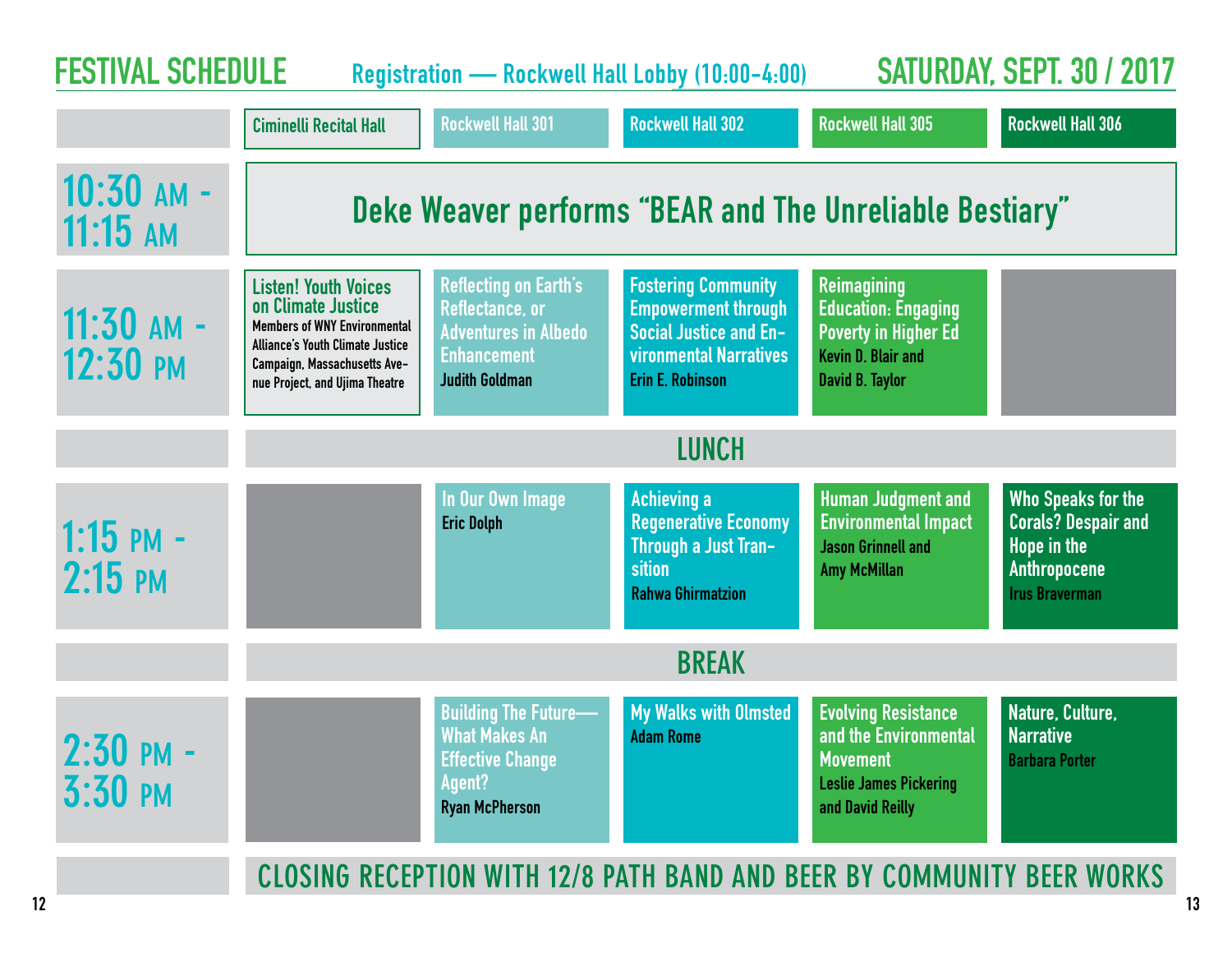# FESTIVAL SCHEDULE

**Registration — Rockwell Hall Lobby (10:00-4:00)**

## SATURDAY, SEPT. 30 / 2017

| | Ciminelli Recital Hall | Rockwell Hall 301 | Rockwell Hall 302 | Rockwell Hall 305 | Rockwell Hall 306 |
|---|---|---|---|---|---|
| 10:30 AM - 11:15 AM | Deke Weaver performs "BEAR and The Unreliable Bestiary" | | | | |
| 11:30 AM - 12:30 PM | **Listen! Youth Voices on Climate Justice** Members of WNY Environmental Alliance's Youth Climate Justice Campaign, Massachusetts Avenue Project, and Ujima Theatre | **Reflecting on Earth's Reflectance, or Adventures in Albedo Enhancement** Judith Goldman | **Fostering Community Empowerment through Social Justice and Environmental Narratives** Erin E. Robinson | **Reimagining Education: Engaging Poverty in Higher Ed** Kevin D. Blair and David B. Taylor | |
| | LUNCH | | | | |
| 1:15 PM - 2:15 PM | | **In Our Own Image** Eric Dolph | **Achieving a Regenerative Economy Through a Just Transition** Rahwa Ghirmatzion | **Human Judgment and Environmental Impact** Jason Grinnell and Amy McMillan | **Who Speaks for the Corals? Despair and Hope in the Anthropocene** Irus Braverman |
| | BREAK | | | | |
| 2:30 PM - 3:30 PM | | **Building The Future— What Makes An Effective Change Agent?** Ryan McPherson | **My Walks with Olmsted** Adam Rome | **Evolving Resistance and the Environmental Movement** Leslie James Pickering and David Reilly | **Nature, Culture, Narrative** Barbara Porter |
| | CLOSING RECEPTION WITH 12/8 PATH BAND AND BEER BY COMMUNITY BEER WORKS | | | | |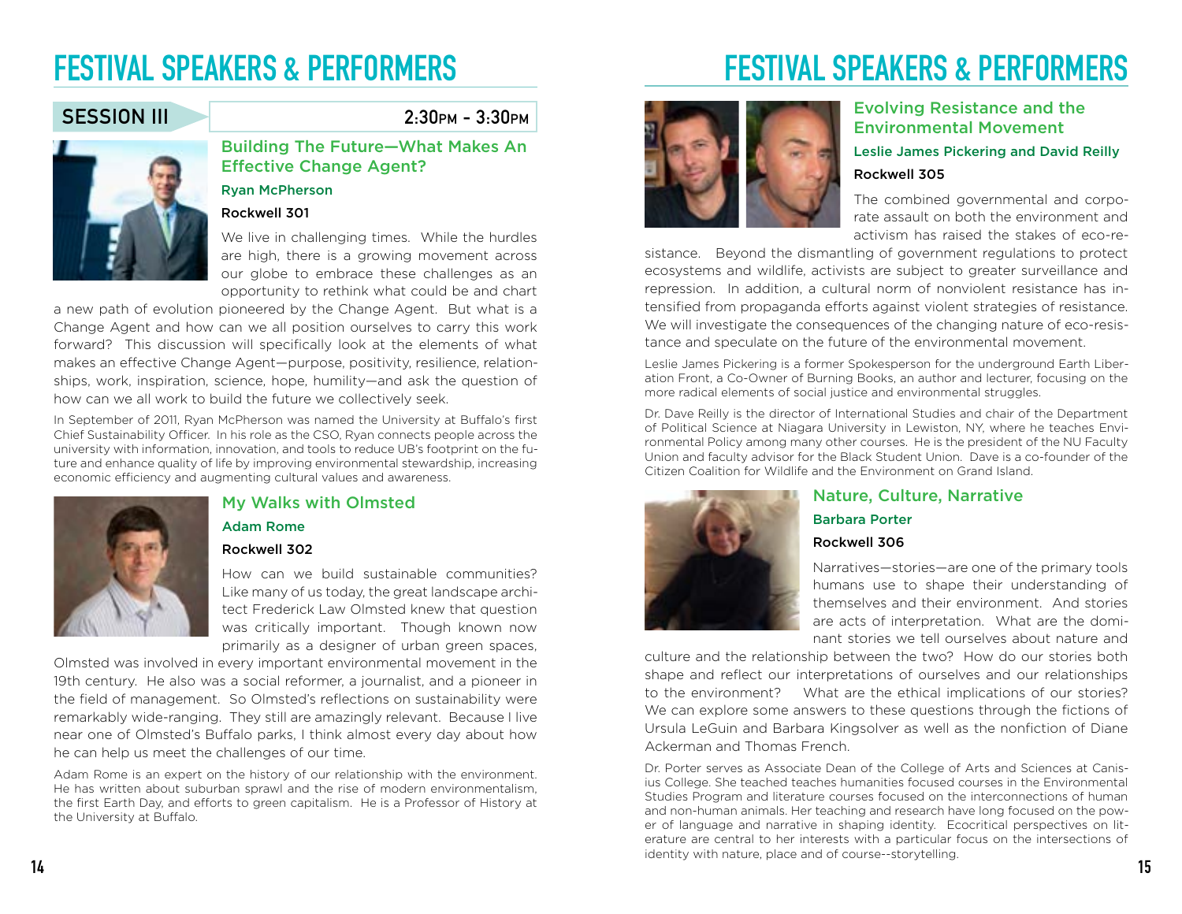# FESTIVAL SPEAKERS & PERFORMERS

## SESSION III

**2:30PM - 3:30PM**

### Building The Future—What Makes An Effective Change Agent?

**Ryan McPherson**

**Rockwell 301**

We live in challenging times. While the hurdles are high, there is a growing movement across our globe to embrace these challenges as an opportunity to rethink what could be and chart a new path of evolution pioneered by the Change Agent. But what is a Change Agent and how can we all position ourselves to carry this work forward? This discussion will specifically look at the elements of what makes an effective Change Agent—purpose, positivity, resilience, relationships, work, inspiration, science, hope, humility—and ask the question of how can we all work to build the future we collectively seek.

In September of 2011, Ryan McPherson was named the University at Buffalo's first Chief Sustainability Officer. In his role as the CSO, Ryan connects people across the university with information, innovation, and tools to reduce UB's footprint on the future and enhance quality of life by improving environmental stewardship, increasing economic efficiency and augmenting cultural values and awareness.

### My Walks with Olmsted

**Adam Rome**

**Rockwell 302**

How can we build sustainable communities? Like many of us today, the great landscape architect Frederick Law Olmsted knew that question was critically important. Though known now primarily as a designer of urban green spaces, Olmsted was involved in every important environmental movement in the 19th century. He also was a social reformer, a journalist, and a pioneer in the field of management. So Olmsted's reflections on sustainability were remarkably wide-ranging. They still are amazingly relevant. Because I live near one of Olmsted's Buffalo parks, I think almost every day about how he can help us meet the challenges of our time.

Adam Rome is an expert on the history of our relationship with the environment. He has written about suburban sprawl and the rise of modern environmentalism, the first Earth Day, and efforts to green capitalism. He is a Professor of History at the University at Buffalo.

### Evolving Resistance and the Environmental Movement

**Leslie James Pickering and David Reilly**

**Rockwell 305**

The combined governmental and corporate assault on both the environment and activism has raised the stakes of eco-resistance. Beyond the dismantling of government regulations to protect ecosystems and wildlife, activists are subject to greater surveillance and repression. In addition, a cultural norm of nonviolent resistance has intensified from propaganda efforts against violent strategies of resistance. We will investigate the consequences of the changing nature of eco-resistance and speculate on the future of the environmental movement.

Leslie James Pickering is a former Spokesperson for the underground Earth Liberation Front, a Co-Owner of Burning Books, an author and lecturer, focusing on the more radical elements of social justice and environmental struggles.

Dr. Dave Reilly is the director of International Studies and chair of the Department of Political Science at Niagara University in Lewiston, NY, where he teaches Environmental Policy among many other courses. He is the president of the NU Faculty Union and faculty advisor for the Black Student Union. Dave is a co-founder of the Citizen Coalition for Wildlife and the Environment on Grand Island.

### Nature, Culture, Narrative

**Barbara Porter**

**Rockwell 306**

Narratives—stories—are one of the primary tools humans use to shape their understanding of themselves and their environment. And stories are acts of interpretation. What are the dominant stories we tell ourselves about nature and culture and the relationship between the two? How do our stories both shape and reflect our interpretations of ourselves and our relationships to the environment? What are the ethical implications of our stories? We can explore some answers to these questions through the fictions of Ursula LeGuin and Barbara Kingsolver as well as the nonfiction of Diane Ackerman and Thomas French.

Dr. Porter serves as Associate Dean of the College of Arts and Sciences at Canisius College. She teached teaches humanities focused courses in the Environmental Studies Program and literature courses focused on the interconnections of human and non-human animals. Her teaching and research have long focused on the power of language and narrative in shaping identity. Ecocritical perspectives on literature are central to her interests with a particular focus on the intersections of identity with nature, place and of course--storytelling.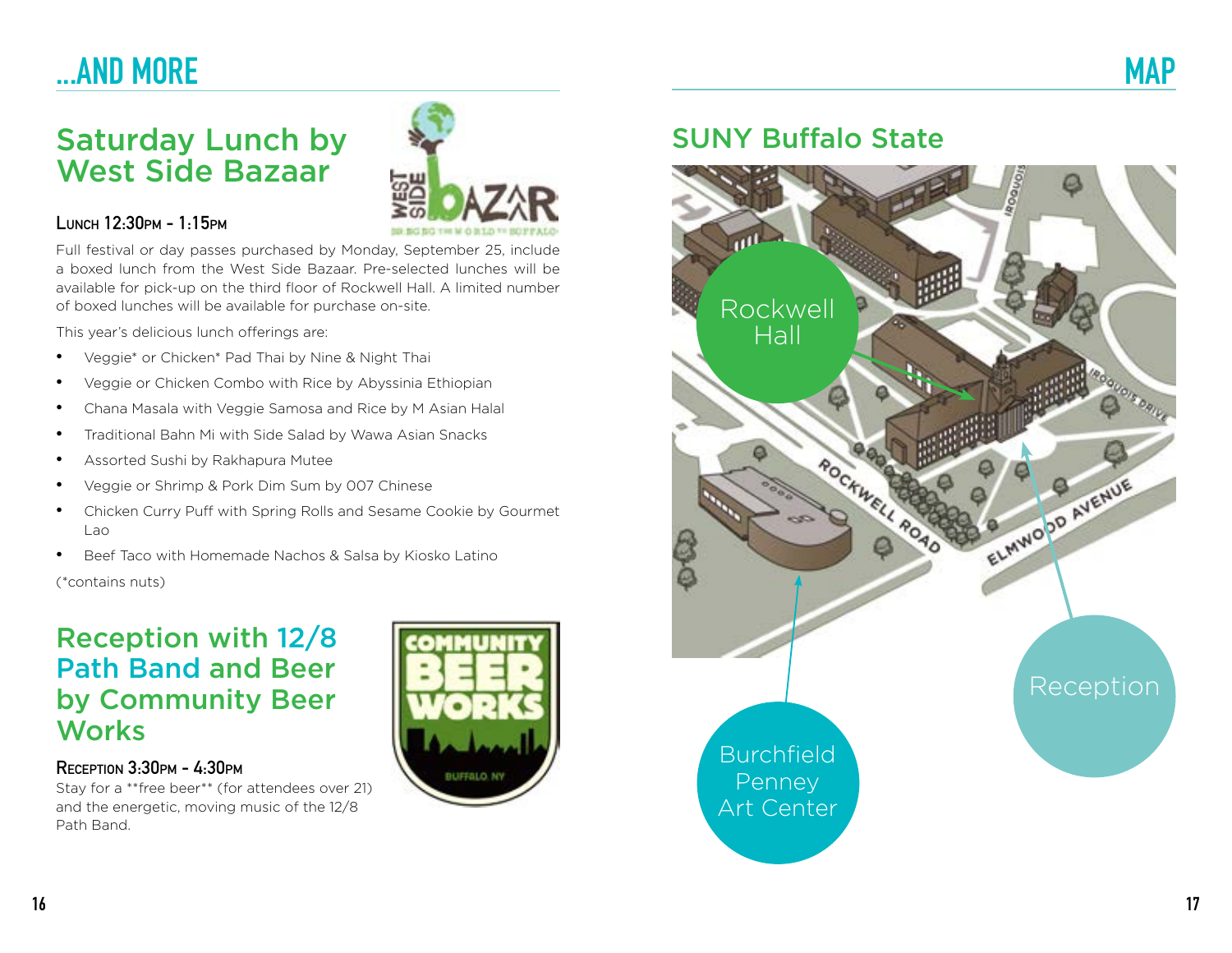# ...AND MORE

## Saturday Lunch by West Side Bazaar

**Lunch 12:30pm - 1:15pm**

Full festival or day passes purchased by Monday, September 25, include a boxed lunch from the West Side Bazaar. Pre-selected lunches will be available for pick-up on the third floor of Rockwell Hall. A limited number of boxed lunches will be available for purchase on-site.

This year's delicious lunch offerings are:

- Veggie* or Chicken* Pad Thai by Nine & Night Thai
- Veggie or Chicken Combo with Rice by Abyssinia Ethiopian
- Chana Masala with Veggie Samosa and Rice by M Asian Halal
- Traditional Bahn Mi with Side Salad by Wawa Asian Snacks
- Assorted Sushi by Rakhapura Mutee
- Veggie or Shrimp & Pork Dim Sum by 007 Chinese
- Chicken Curry Puff with Spring Rolls and Sesame Cookie by Gourmet Lao
- Beef Taco with Homemade Nachos & Salsa by Kiosko Latino

(*contains nuts)

## Reception with 12/8 Path Band and Beer by Community Beer Works

**Reception 3:30pm - 4:30pm**

Stay for a **free beer** (for attendees over 21) and the energetic, moving music of the 12/8 Path Band.

# MAP

## SUNY Buffalo State

Rockwell Hall

Reception

Burchfield Penney Art Center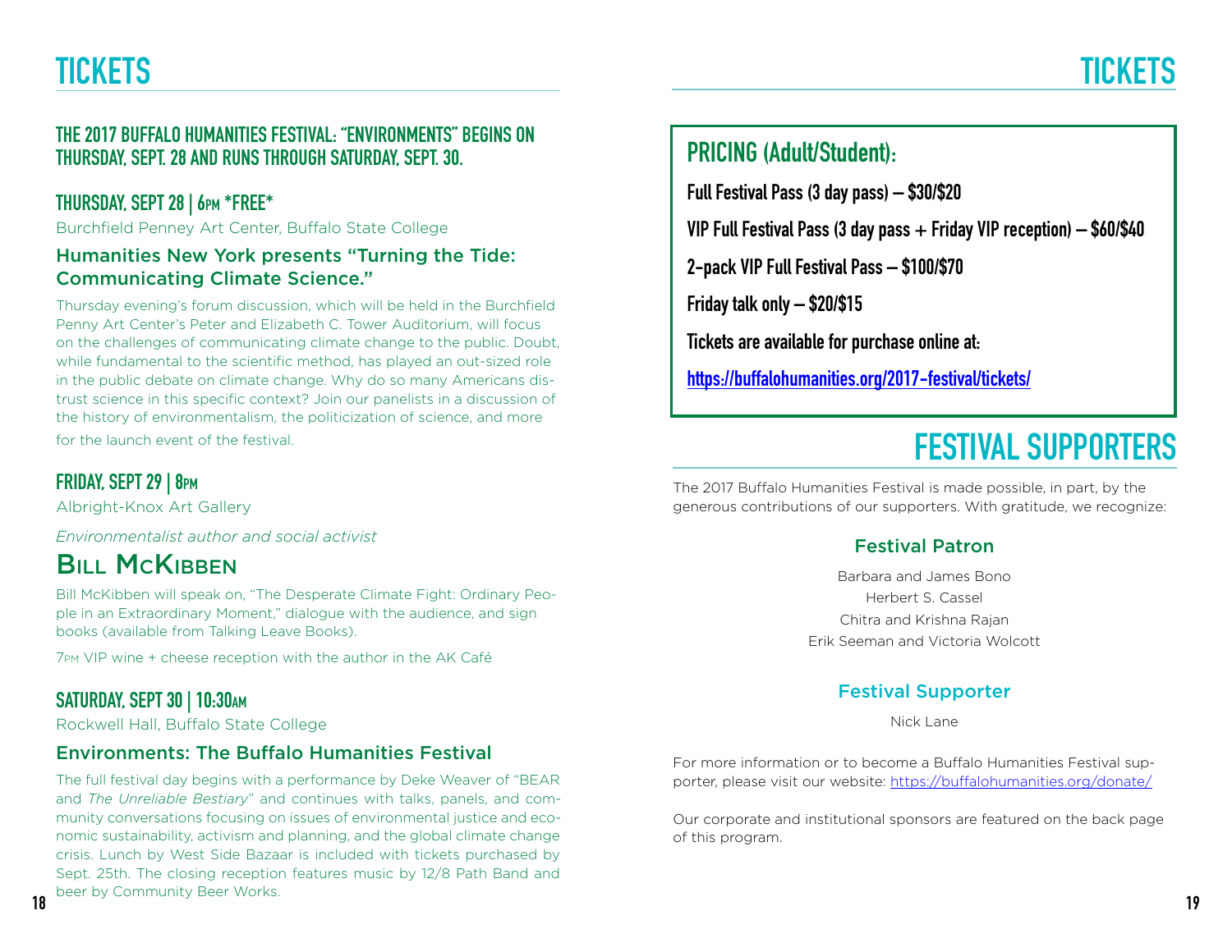# TICKETS

## THE 2017 BUFFALO HUMANITIES FESTIVAL: "ENVIRONMENTS" BEGINS ON THURSDAY, SEPT. 28 AND RUNS THROUGH SATURDAY, SEPT. 30.

### THURSDAY, SEPT 28 | 6PM *FREE*

Burchfield Penney Art Center, Buffalo State College

#### Humanities New York presents "Turning the Tide: Communicating Climate Science."

Thursday evening's forum discussion, which will be held in the Burchfield Penny Art Center's Peter and Elizabeth C. Tower Auditorium, will focus on the challenges of communicating climate change to the public. Doubt, while fundamental to the scientific method, has played an out-sized role in the public debate on climate change. Why do so many Americans distrust science in this specific context? Join our panelists in a discussion of the history of environmentalism, the politicization of science, and more for the launch event of the festival.

### FRIDAY, SEPT 29 | 8PM

Albright-Knox Art Gallery

*Environmentalist author and social activist*

## BILL MCKIBBEN

Bill McKibben will speak on, "The Desperate Climate Fight: Ordinary People in an Extraordinary Moment," dialogue with the audience, and sign books (available from Talking Leave Books).

7PM VIP wine + cheese reception with the author in the AK Café

### SATURDAY, SEPT 30 | 10:30AM

Rockwell Hall, Buffalo State College

#### Environments: The Buffalo Humanities Festival

The full festival day begins with a performance by Deke Weaver of "BEAR and *The Unreliable Bestiary*" and continues with talks, panels, and community conversations focusing on issues of environmental justice and economic sustainability, activism and planning, and the global climate change crisis. Lunch by West Side Bazaar is included with tickets purchased by Sept. 25th. The closing reception features music by 12/8 Path Band and beer by Community Beer Works.

# TICKETS

## PRICING (Adult/Student):

**Full Festival Pass (3 day pass) – $30/$20**

**VIP Full Festival Pass (3 day pass + Friday VIP reception) – $60/$40**

**2-pack VIP Full Festival Pass – $100/$70**

**Friday talk only – $20/$15**

**Tickets are available for purchase online at:**

**https://buffalohumanities.org/2017-festival/tickets/**

# FESTIVAL SUPPORTERS

The 2017 Buffalo Humanities Festival is made possible, in part, by the generous contributions of our supporters. With gratitude, we recognize:

### Festival Patron

Barbara and James Bono
Herbert S. Cassel
Chitra and Krishna Rajan
Erik Seeman and Victoria Wolcott

### Festival Supporter

Nick Lane

For more information or to become a Buffalo Humanities Festival supporter, please visit our website: https://buffalohumanities.org/donate/

Our corporate and institutional sponsors are featured on the back page of this program.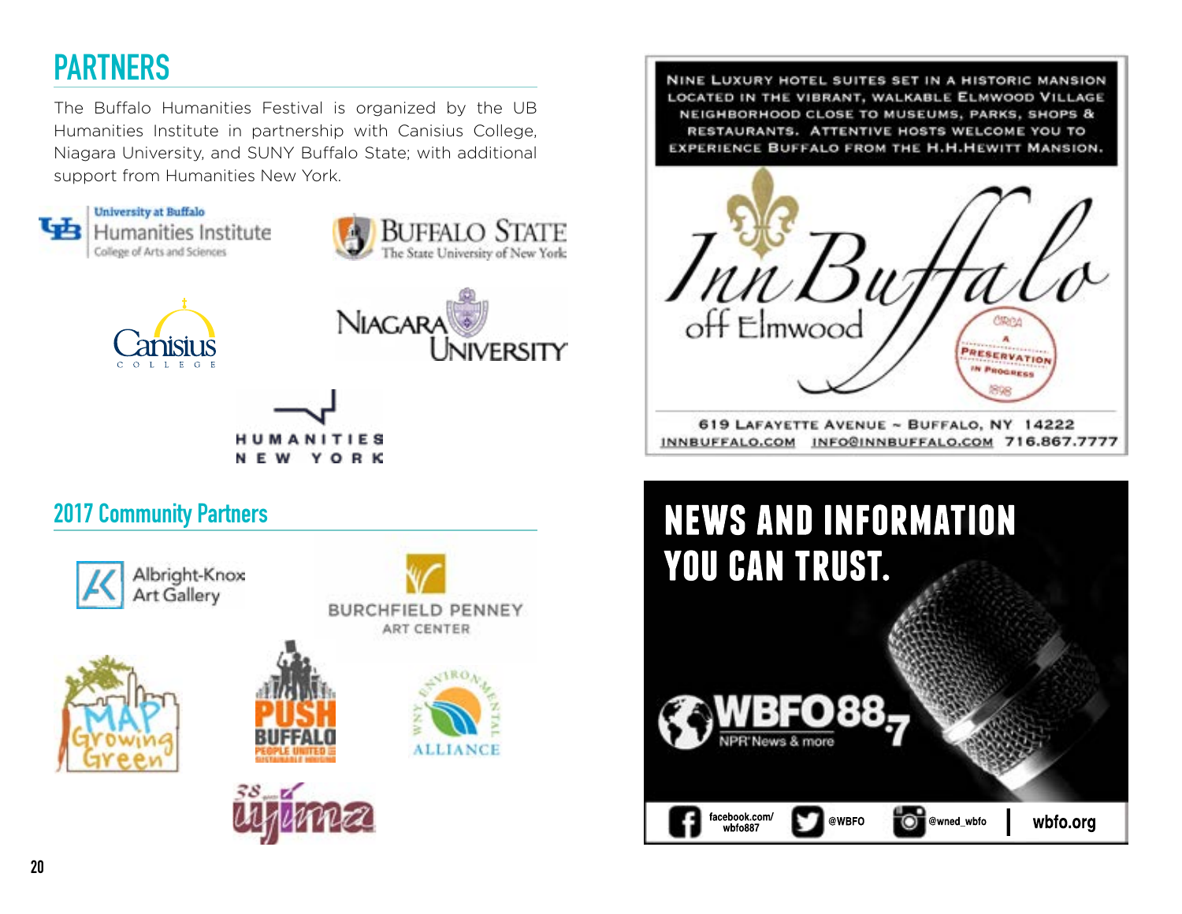# PARTNERS

The Buffalo Humanities Festival is organized by the UB Humanities Institute in partnership with Canisius College, Niagara University, and SUNY Buffalo State; with additional support from Humanities New York.

University at Buffalo Humanities Institute College of Arts and Sciences

Buffalo State The State University of New York

Canisius College

Niagara University

Humanities New York

## 2017 Community Partners

Albright-Knox Art Gallery

Burchfield Penney Art Center

MAP Growing Green

PUSH Buffalo People United for Sustainable Housing

WNY Environmental Alliance

ujima

NINE LUXURY HOTEL SUITES SET IN A HISTORIC MANSION LOCATED IN THE VIBRANT, WALKABLE ELMWOOD VILLAGE NEIGHBORHOOD CLOSE TO MUSEUMS, PARKS, SHOPS & RESTAURANTS. ATTENTIVE HOSTS WELCOME YOU TO EXPERIENCE BUFFALO FROM THE H.H.HEWITT MANSION.

Inn Buffalo off Elmwood

Circa 1898 A Preservation in Progress

619 LAFAYETTE AVENUE ~ BUFFALO, NY 14222
INNBUFFALO.COM INFO@INNBUFFALO.COM 716.867.7777

NEWS AND INFORMATION YOU CAN TRUST.

WBFO 88.7 NPR News & more

facebook.com/wbfo887 @WBFO @wned_wbfo wbfo.org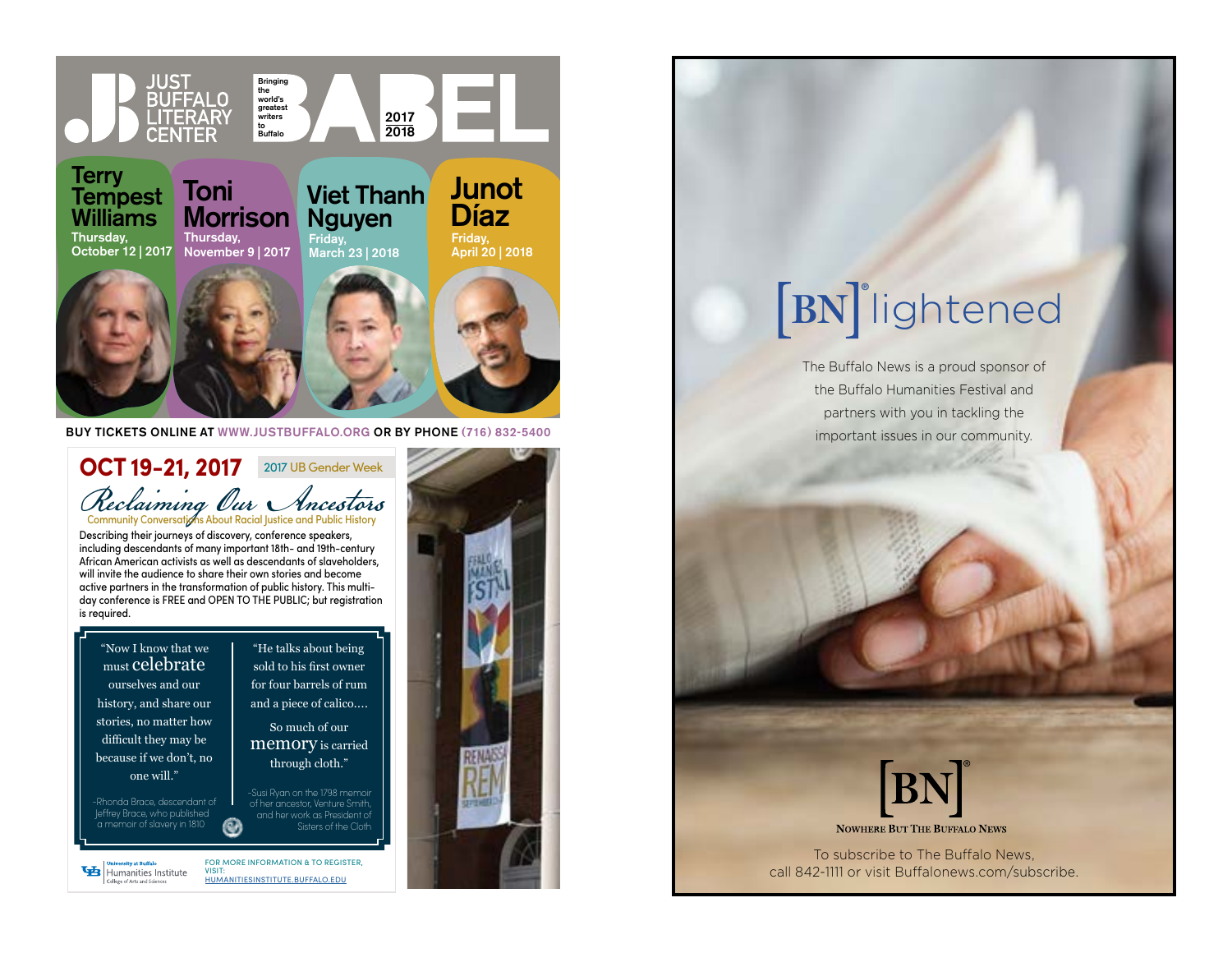# JUST BUFFALO LITERARY CENTER

# BABEL

Bringing the world's greatest writers to Buffalo

2017 2018

**Terry Tempest Williams**
Thursday, October 12 | 2017

**Toni Morrison**
Thursday, November 9 | 2017

**Viet Thanh Nguyen**
Friday, March 23 | 2018

**Junot Díaz**
Friday, April 20 | 2018

BUY TICKETS ONLINE AT WWW.JUSTBUFFALO.ORG OR BY PHONE (716) 832-5400

## OCT 19-21, 2017

2017 UB Gender Week

## *Reclaiming Our Ancestors*

Community Conversations About Racial Justice and Public History

Describing their journeys of discovery, conference speakers, including descendants of many important 18th- and 19th-century African American activists as well as descendants of slaveholders, will invite the audience to share their own stories and become active partners in the transformation of public history. This multi-day conference is FREE and OPEN TO THE PUBLIC; but registration is required.

> "Now I know that we must celebrate ourselves and our history, and share our stories, no matter how difficult they may be because if we don't, no one will."
>
> -Rhonda Brace, descendant of Jeffrey Brace, who published a memoir of slavery in 1810

> "He talks about being sold to his first owner for four barrels of rum and a piece of calico.... So much of our memory is carried through cloth."
>
> -Susi Ryan on the 1798 memoir of her ancestor, Venture Smith, and her work as President of Sisters of the Cloth

University at Buffalo Humanities Institute, College of Arts and Sciences

FOR MORE INFORMATION & TO REGISTER, VISIT: HUMANITIESINSTITUTE.BUFFALO.EDU

# [BN]® lightened

The Buffalo News is a proud sponsor of the Buffalo Humanities Festival and partners with you in tackling the important issues in our community.

[BN]®

NOWHERE BUT THE BUFFALO NEWS

To subscribe to The Buffalo News, call 842-1111 or visit Buffalonews.com/subscribe.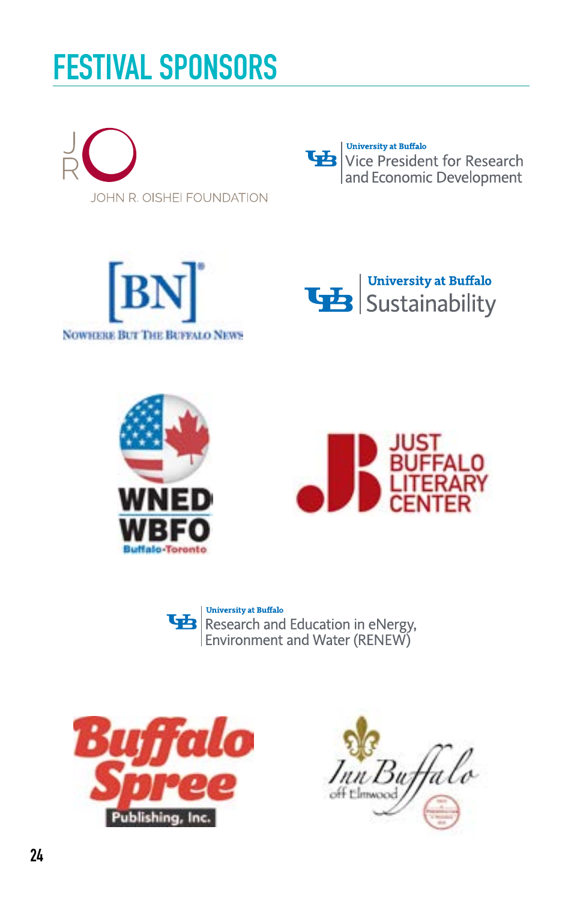# FESTIVAL SPONSORS

JOHN R. OISHEI FOUNDATION

University at Buffalo
Vice President for Research and Economic Development

[BN]
Nowhere But The Buffalo News

University at Buffalo
Sustainability

WNED
WBFO
Buffalo-Toronto

JUST BUFFALO LITERARY CENTER

University at Buffalo
Research and Education in eNergy, Environment and Water (RENEW)

Buffalo Spree
Publishing, Inc.

Inn Buffalo
off Elmwood